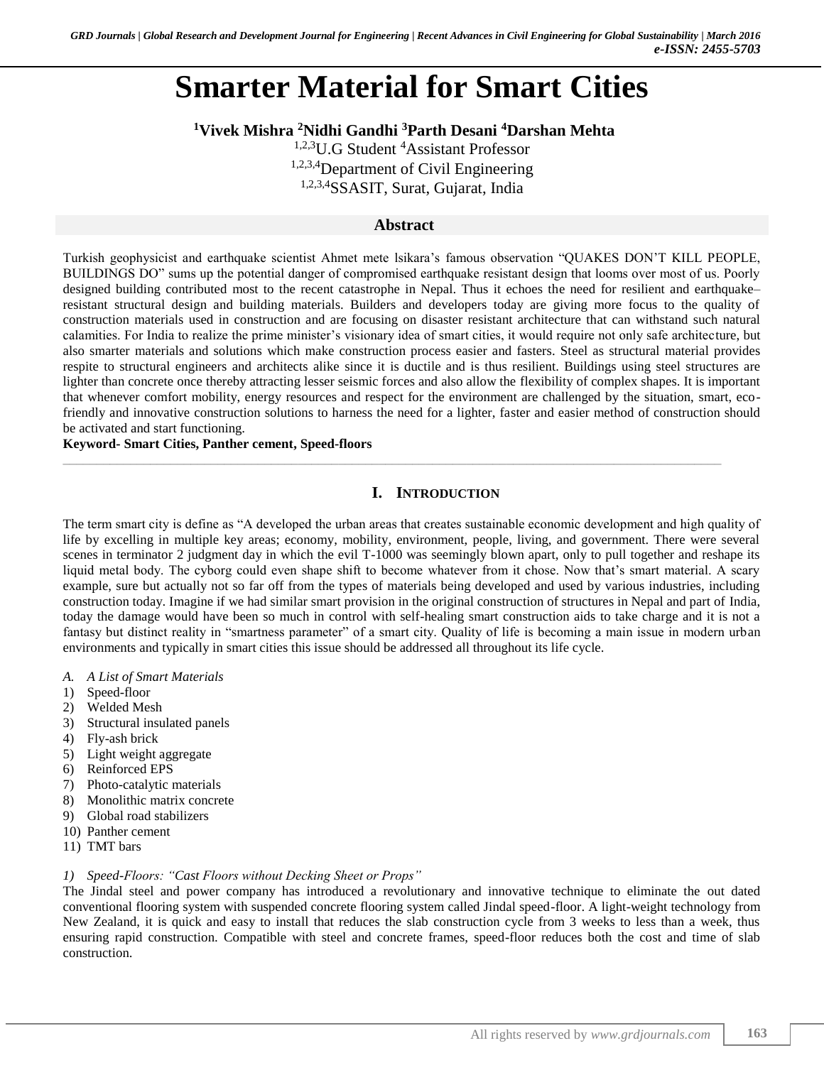# Smarter Material for Smart Cities

**[1]Vivek Mishra [2]Nidhi Gandhi [3]Parth Desani [4]Darshan Mehta**

[1,2,3]U.G Student [4]Assistant Professor

[1,2,3,4]Department of Civil Engineering

[1,2,3,4]SSASIT, Surat, Gujarat, India

## Abstract

Turkish geophysicist and earthquake scientist Ahmet mete lsikara's famous observation "QUAKES DON'T KILL PEOPLE, BUILDINGS DO" sums up the potential danger of compromised earthquake resistant design that looms over most of us. Poorly designed building contributed most to the recent catastrophe in Nepal. Thus it echoes the need for resilient and earthquake–resistant structural design and building materials. Builders and developers today are giving more focus to the quality of construction materials used in construction and are focusing on disaster resistant architecture that can withstand such natural calamities. For India to realize the prime minister's visionary idea of smart cities, it would require not only safe architecture, but also smarter materials and solutions which make construction process easier and fasters. Steel as structural material provides respite to structural engineers and architects alike since it is ductile and is thus resilient. Buildings using steel structures are lighter than concrete once thereby attracting lesser seismic forces and also allow the flexibility of complex shapes. It is important that whenever comfort mobility, energy resources and respect for the environment are challenged by the situation, smart, eco-friendly and innovative construction solutions to harness the need for a lighter, faster and easier method of construction should be activated and start functioning.

**Keyword- Smart Cities, Panther cement, Speed-floors**

## I. Introduction

The term smart city is define as "A developed the urban areas that creates sustainable economic development and high quality of life by excelling in multiple key areas; economy, mobility, environment, people, living, and government. There were several scenes in terminator 2 judgment day in which the evil T-1000 was seemingly blown apart, only to pull together and reshape its liquid metal body. The cyborg could even shape shift to become whatever from it chose. Now that's smart material. A scary example, sure but actually not so far off from the types of materials being developed and used by various industries, including construction today. Imagine if we had similar smart provision in the original construction of structures in Nepal and part of India, today the damage would have been so much in control with self-healing smart construction aids to take charge and it is not a fantasy but distinct reality in "smartness parameter" of a smart city. Quality of life is becoming a main issue in modern urban environments and typically in smart cities this issue should be addressed all throughout its life cycle.

### *A. A List of Smart Materials*

1) Speed-floor
2) Welded Mesh
3) Structural insulated panels
4) Fly-ash brick
5) Light weight aggregate
6) Reinforced EPS
7) Photo-catalytic materials
8) Monolithic matrix concrete
9) Global road stabilizers
10) Panther cement
11) TMT bars

#### *1) Speed-Floors: "Cast Floors without Decking Sheet or Props"*

The Jindal steel and power company has introduced a revolutionary and innovative technique to eliminate the out dated conventional flooring system with suspended concrete flooring system called Jindal speed-floor. A light-weight technology from New Zealand, it is quick and easy to install that reduces the slab construction cycle from 3 weeks to less than a week, thus ensuring rapid construction. Compatible with steel and concrete frames, speed-floor reduces both the cost and time of slab construction.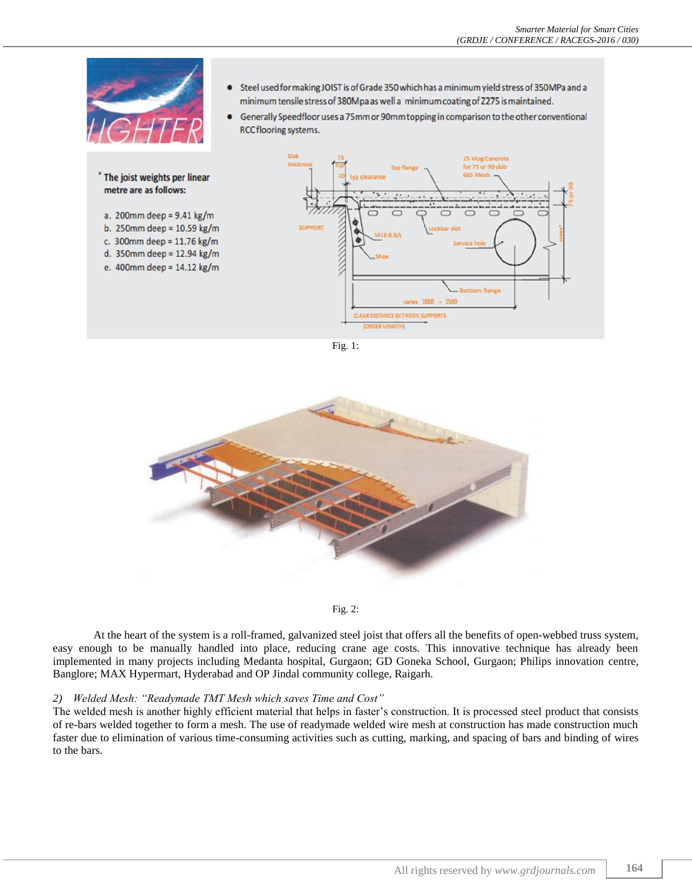- Steel used for making JOIST is of Grade 350 which has a minimum yield stress of 350MPa and a minimum tensile stress of 380Mpa as well a minimum coating of Z275 is maintained.
- Generally Speedfloor uses a 75mm or 90mm topping in comparison to the other conventional RCC flooring systems.

\* The joist weights per linear metre are as follows:

a. 200mm deep = 9.41 kg/m
b. 250mm deep = 10.59 kg/m
c. 300mm deep = 11.76 kg/m
d. 350mm deep = 12.94 kg/m
e. 400mm deep = 14.12 kg/m

Fig. 1:

Fig. 2:

At the heart of the system is a roll-framed, galvanized steel joist that offers all the benefits of open-webbed truss system, easy enough to be manually handled into place, reducing crane age costs. This innovative technique has already been implemented in many projects including Medanta hospital, Gurgaon; GD Goneka School, Gurgaon; Philips innovation centre, Banglore; MAX Hypermart, Hyderabad and OP Jindal community college, Raigarh.

*2) Welded Mesh: "Readymade TMT Mesh which saves Time and Cost"*

The welded mesh is another highly efficient material that helps in faster's construction. It is processed steel product that consists of re-bars welded together to form a mesh. The use of readymade welded wire mesh at construction has made construction much faster due to elimination of various time-consuming activities such as cutting, marking, and spacing of bars and binding of wires to the bars.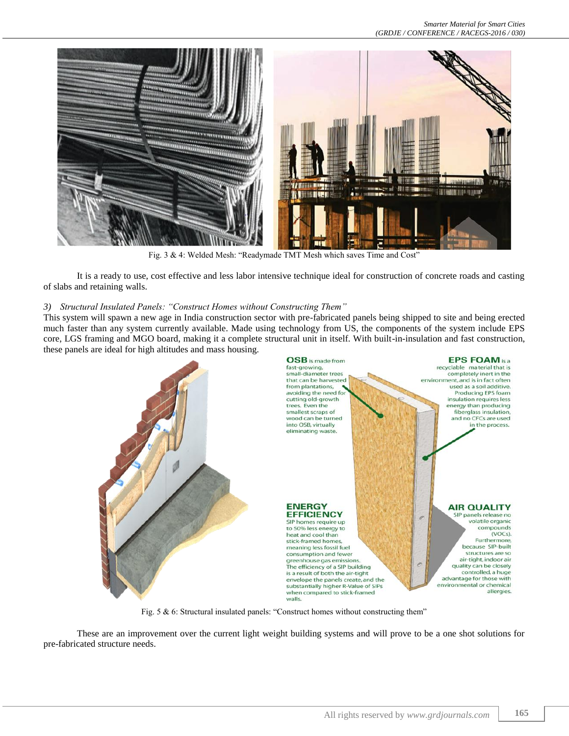Fig. 3 & 4: Welded Mesh: “Readymade TMT Mesh which saves Time and Cost”

It is a ready to use, cost effective and less labor intensive technique ideal for construction of concrete roads and casting of slabs and retaining walls.

### 3) *Structural Insulated Panels: “Construct Homes without Constructing Them”*

This system will spawn a new age in India construction sector with pre-fabricated panels being shipped to site and being erected much faster than any system currently available. Made using technology from US, the components of the system include EPS core, LGS framing and MGO board, making it a complete structural unit in itself. With built-in-insulation and fast construction, these panels are ideal for high altitudes and mass housing.

Fig. 5 & 6: Structural insulated panels: “Construct homes without constructing them”

These are an improvement over the current light weight building systems and will prove to be a one shot solutions for pre-fabricated structure needs.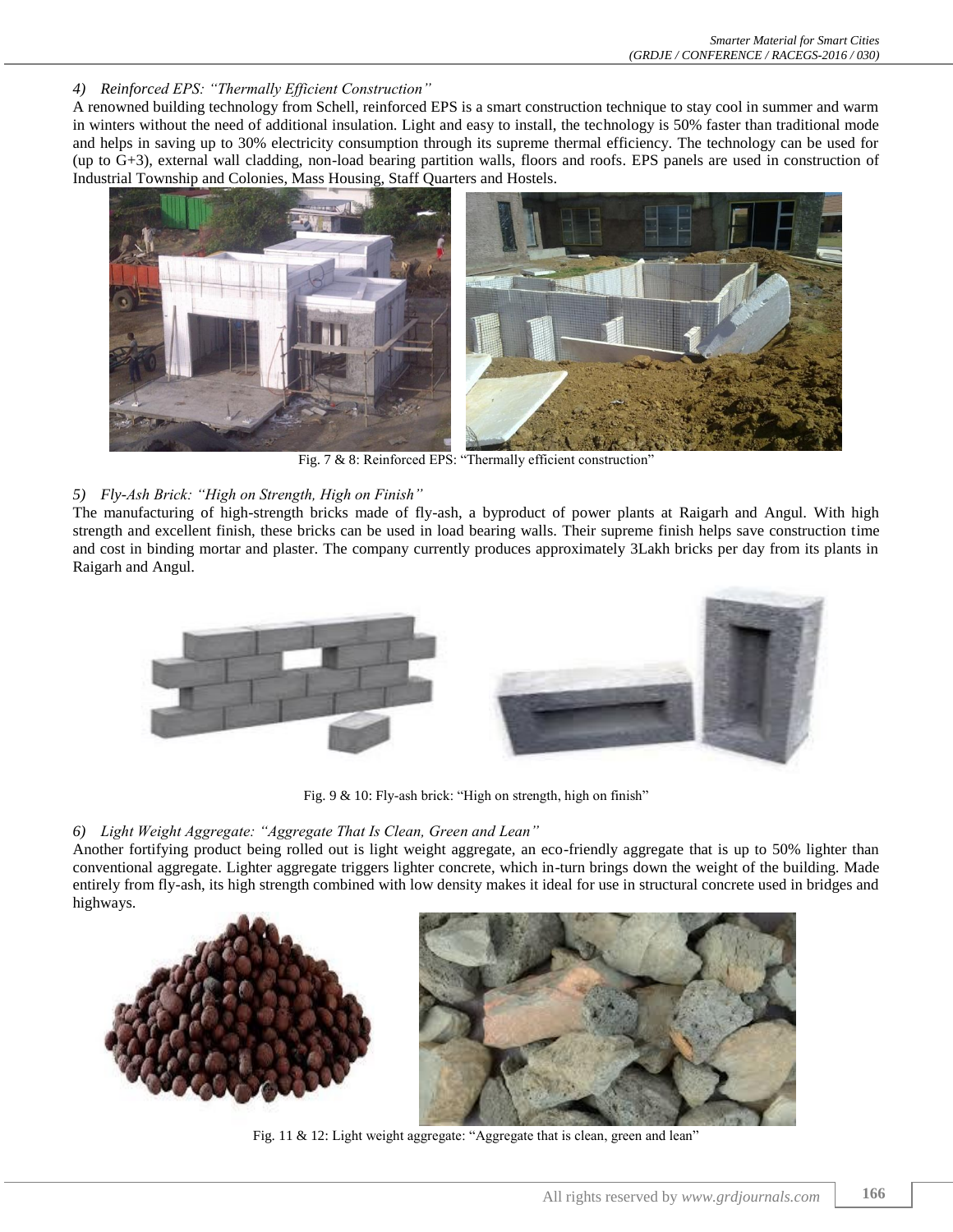#### 4) *Reinforced EPS: "Thermally Efficient Construction"*

A renowned building technology from Schell, reinforced EPS is a smart construction technique to stay cool in summer and warm in winters without the need of additional insulation. Light and easy to install, the technology is 50% faster than traditional mode and helps in saving up to 30% electricity consumption through its supreme thermal efficiency. The technology can be used for (up to G+3), external wall cladding, non-load bearing partition walls, floors and roofs. EPS panels are used in construction of Industrial Township and Colonies, Mass Housing, Staff Quarters and Hostels.

Fig. 7 & 8: Reinforced EPS: "Thermally efficient construction"

#### 5) *Fly-Ash Brick: "High on Strength, High on Finish"*

The manufacturing of high-strength bricks made of fly-ash, a byproduct of power plants at Raigarh and Angul. With high strength and excellent finish, these bricks can be used in load bearing walls. Their supreme finish helps save construction time and cost in binding mortar and plaster. The company currently produces approximately 3Lakh bricks per day from its plants in Raigarh and Angul.

Fig. 9 & 10: Fly-ash brick: "High on strength, high on finish"

#### 6) *Light Weight Aggregate: "Aggregate That Is Clean, Green and Lean"*

Another fortifying product being rolled out is light weight aggregate, an eco-friendly aggregate that is up to 50% lighter than conventional aggregate. Lighter aggregate triggers lighter concrete, which in-turn brings down the weight of the building. Made entirely from fly-ash, its high strength combined with low density makes it ideal for use in structural concrete used in bridges and highways.

Fig. 11 & 12: Light weight aggregate: "Aggregate that is clean, green and lean"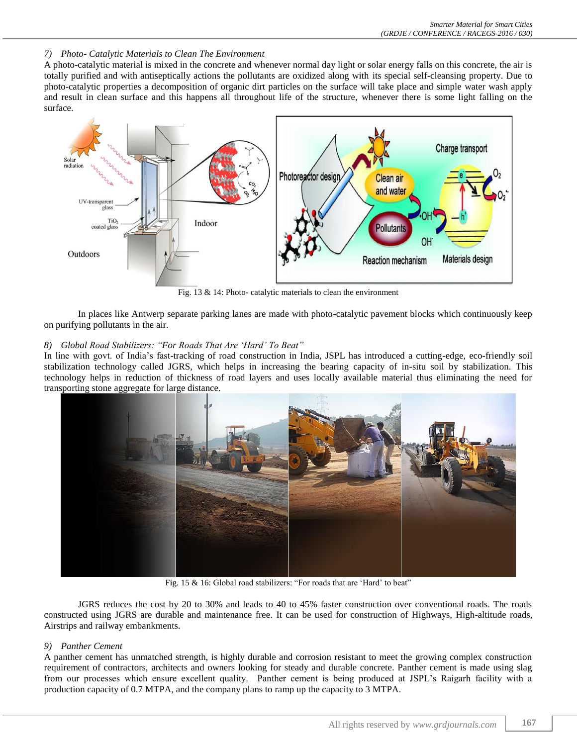### 7) Photo- Catalytic Materials to Clean The Environment

A photo-catalytic material is mixed in the concrete and whenever normal day light or solar energy falls on this concrete, the air is totally purified and with antiseptically actions the pollutants are oxidized along with its special self-cleansing property. Due to photo-catalytic properties a decomposition of organic dirt particles on the surface will take place and simple water wash apply and result in clean surface and this happens all throughout life of the structure, whenever there is some light falling on the surface.

Fig. 13 & 14: Photo- catalytic materials to clean the environment

In places like Antwerp separate parking lanes are made with photo-catalytic pavement blocks which continuously keep on purifying pollutants in the air.

### 8) Global Road Stabilizers: "For Roads That Are 'Hard' To Beat"

In line with govt. of India's fast-tracking of road construction in India, JSPL has introduced a cutting-edge, eco-friendly soil stabilization technology called JGRS, which helps in increasing the bearing capacity of in-situ soil by stabilization. This technology helps in reduction of thickness of road layers and uses locally available material thus eliminating the need for transporting stone aggregate for large distance.

Fig. 15 & 16: Global road stabilizers: "For roads that are 'Hard' to beat"

JGRS reduces the cost by 20 to 30% and leads to 40 to 45% faster construction over conventional roads. The roads constructed using JGRS are durable and maintenance free. It can be used for construction of Highways, High-altitude roads, Airstrips and railway embankments.

### 9) Panther Cement

A panther cement has unmatched strength, is highly durable and corrosion resistant to meet the growing complex construction requirement of contractors, architects and owners looking for steady and durable concrete. Panther cement is made using slag from our processes which ensure excellent quality. Panther cement is being produced at JSPL's Raigarh facility with a production capacity of 0.7 MTPA, and the company plans to ramp up the capacity to 3 MTPA.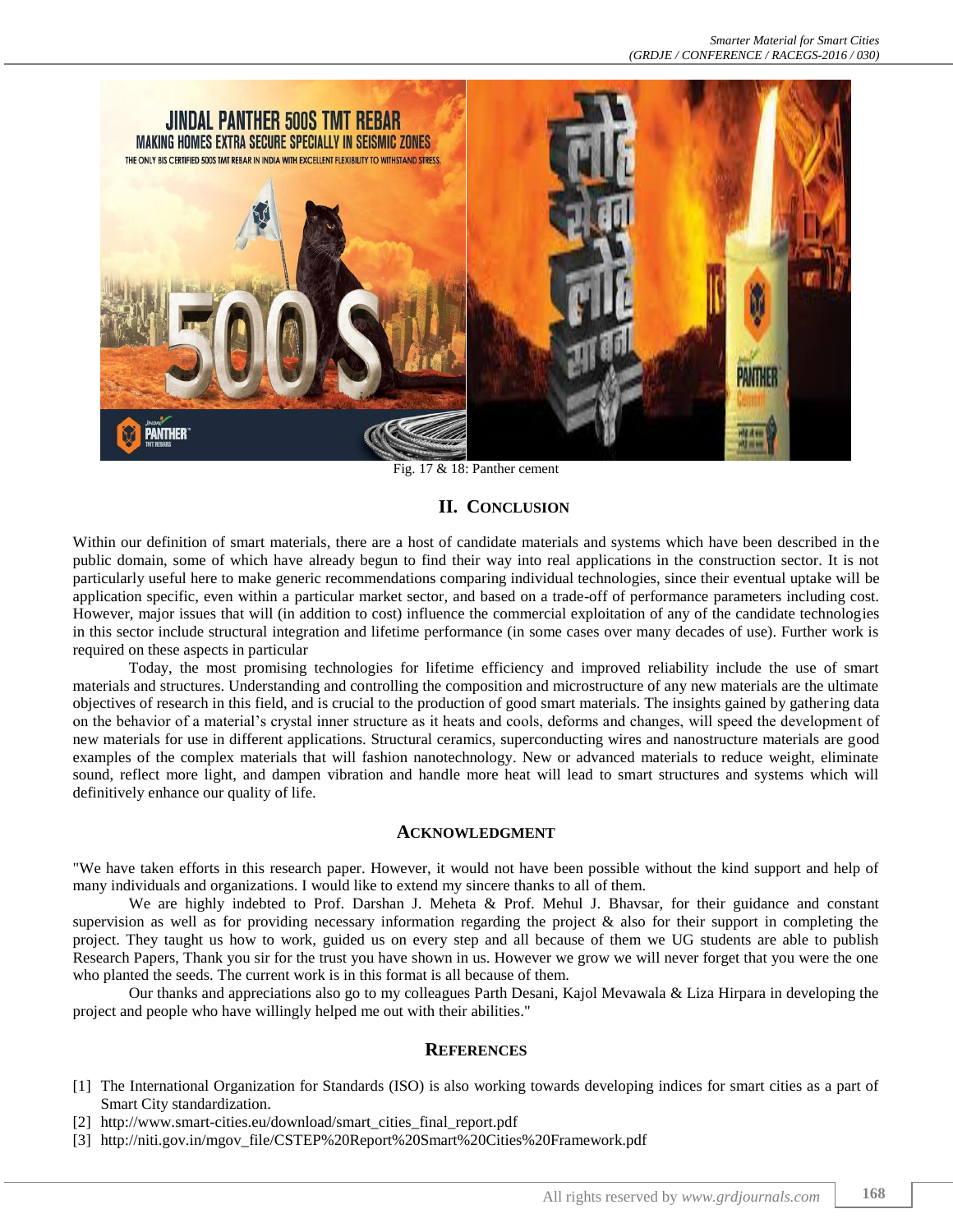Fig. 17 & 18: Panther cement

## II. CONCLUSION

Within our definition of smart materials, there are a host of candidate materials and systems which have been described in the public domain, some of which have already begun to find their way into real applications in the construction sector. It is not particularly useful here to make generic recommendations comparing individual technologies, since their eventual uptake will be application specific, even within a particular market sector, and based on a trade-off of performance parameters including cost. However, major issues that will (in addition to cost) influence the commercial exploitation of any of the candidate technologies in this sector include structural integration and lifetime performance (in some cases over many decades of use). Further work is required on these aspects in particular

Today, the most promising technologies for lifetime efficiency and improved reliability include the use of smart materials and structures. Understanding and controlling the composition and microstructure of any new materials are the ultimate objectives of research in this field, and is crucial to the production of good smart materials. The insights gained by gathering data on the behavior of a material's crystal inner structure as it heats and cools, deforms and changes, will speed the development of new materials for use in different applications. Structural ceramics, superconducting wires and nanostructure materials are good examples of the complex materials that will fashion nanotechnology. New or advanced materials to reduce weight, eliminate sound, reflect more light, and dampen vibration and handle more heat will lead to smart structures and systems which will definitively enhance our quality of life.

## ACKNOWLEDGMENT

"We have taken efforts in this research paper. However, it would not have been possible without the kind support and help of many individuals and organizations. I would like to extend my sincere thanks to all of them.

We are highly indebted to Prof. Darshan J. Meheta & Prof. Mehul J. Bhavsar, for their guidance and constant supervision as well as for providing necessary information regarding the project & also for their support in completing the project. They taught us how to work, guided us on every step and all because of them we UG students are able to publish Research Papers, Thank you sir for the trust you have shown in us. However we grow we will never forget that you were the one who planted the seeds. The current work is in this format is all because of them.

Our thanks and appreciations also go to my colleagues Parth Desani, Kajol Mevawala & Liza Hirpara in developing the project and people who have willingly helped me out with their abilities."

## REFERENCES

[1] The International Organization for Standards (ISO) is also working towards developing indices for smart cities as a part of Smart City standardization.
[2] http://www.smart-cities.eu/download/smart_cities_final_report.pdf
[3] http://niti.gov.in/mgov_file/CSTEP%20Report%20Smart%20Cities%20Framework.pdf